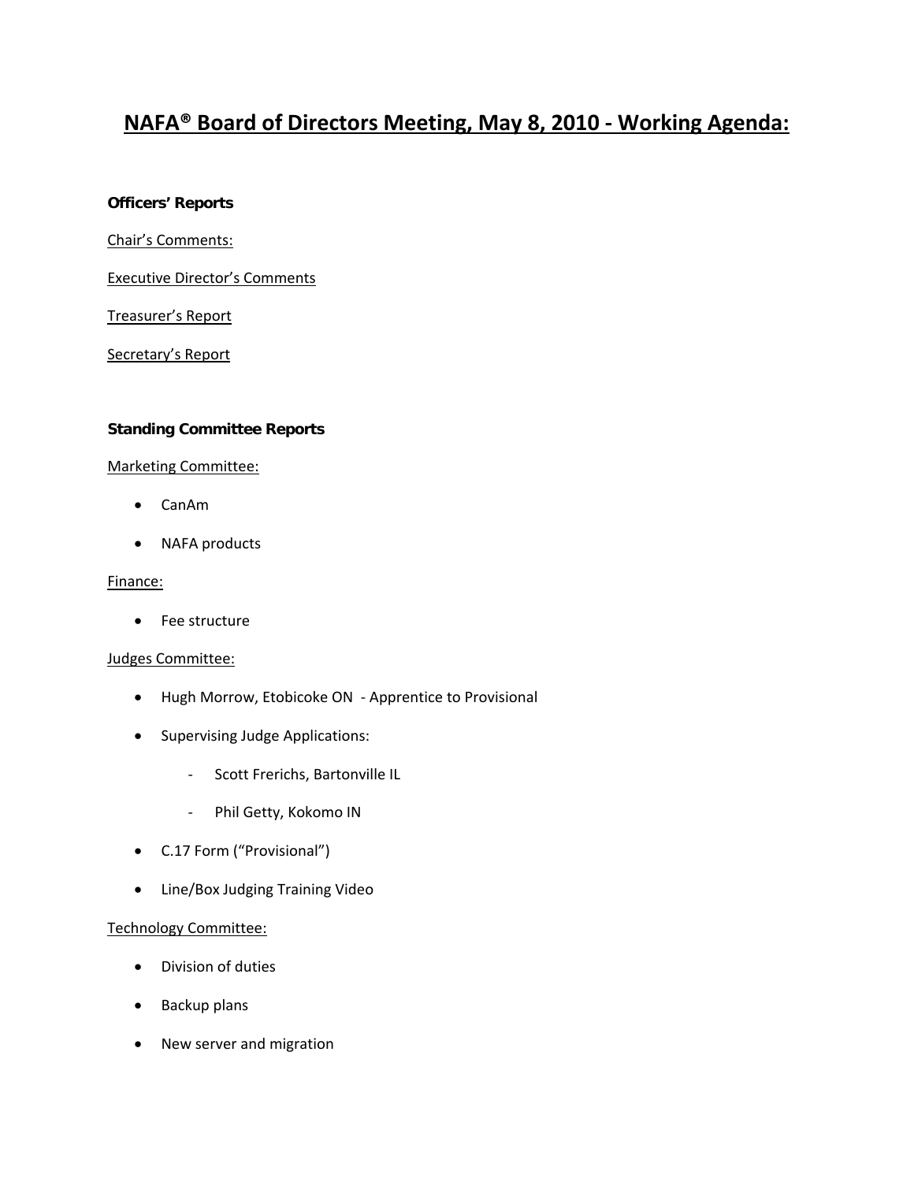# NAFA® Board of Directors Meeting, May 8, 2010 - Working Agenda:

**Officers' Reports**

Chair's Comments:

Executive Director's Comments

Treasurer's Report

Secretary's Report

**Standing Committee Reports**

Marketing Committee:

- CanAm
- NAFA products

Finance:

- Fee structure

Judges Committee:

- Hugh Morrow, Etobicoke ON - Apprentice to Provisional
- Supervising Judge Applications:
  - Scott Frerichs, Bartonville IL
  - Phil Getty, Kokomo IN
- C.17 Form ("Provisional")
- Line/Box Judging Training Video

Technology Committee:

- Division of duties
- Backup plans
- New server and migration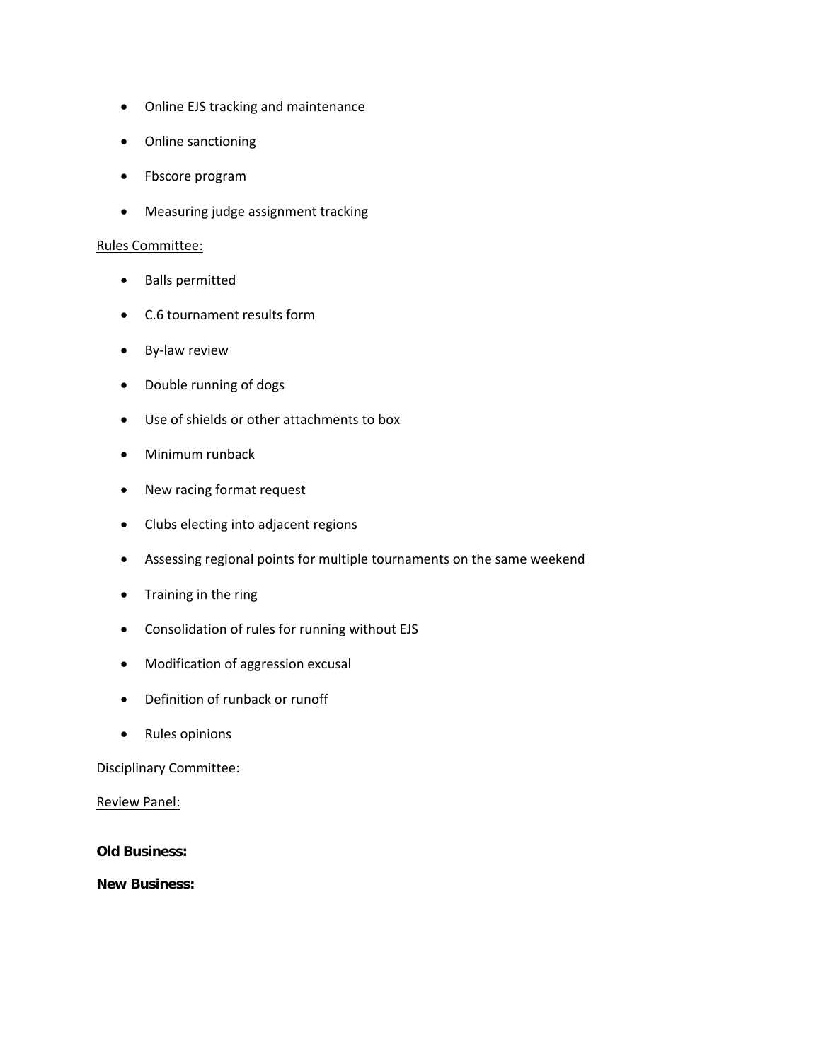- Online EJS tracking and maintenance
- Online sanctioning
- Fbscore program
- Measuring judge assignment tracking

<u>Rules Committee:</u>

- Balls permitted
- C.6 tournament results form
- By-law review
- Double running of dogs
- Use of shields or other attachments to box
- Minimum runback
- New racing format request
- Clubs electing into adjacent regions
- Assessing regional points for multiple tournaments on the same weekend
- Training in the ring
- Consolidation of rules for running without EJS
- Modification of aggression excusal
- Definition of runback or runoff
- Rules opinions

<u>Disciplinary Committee:</u>

<u>Review Panel:</u>

**Old Business:**

**New Business:**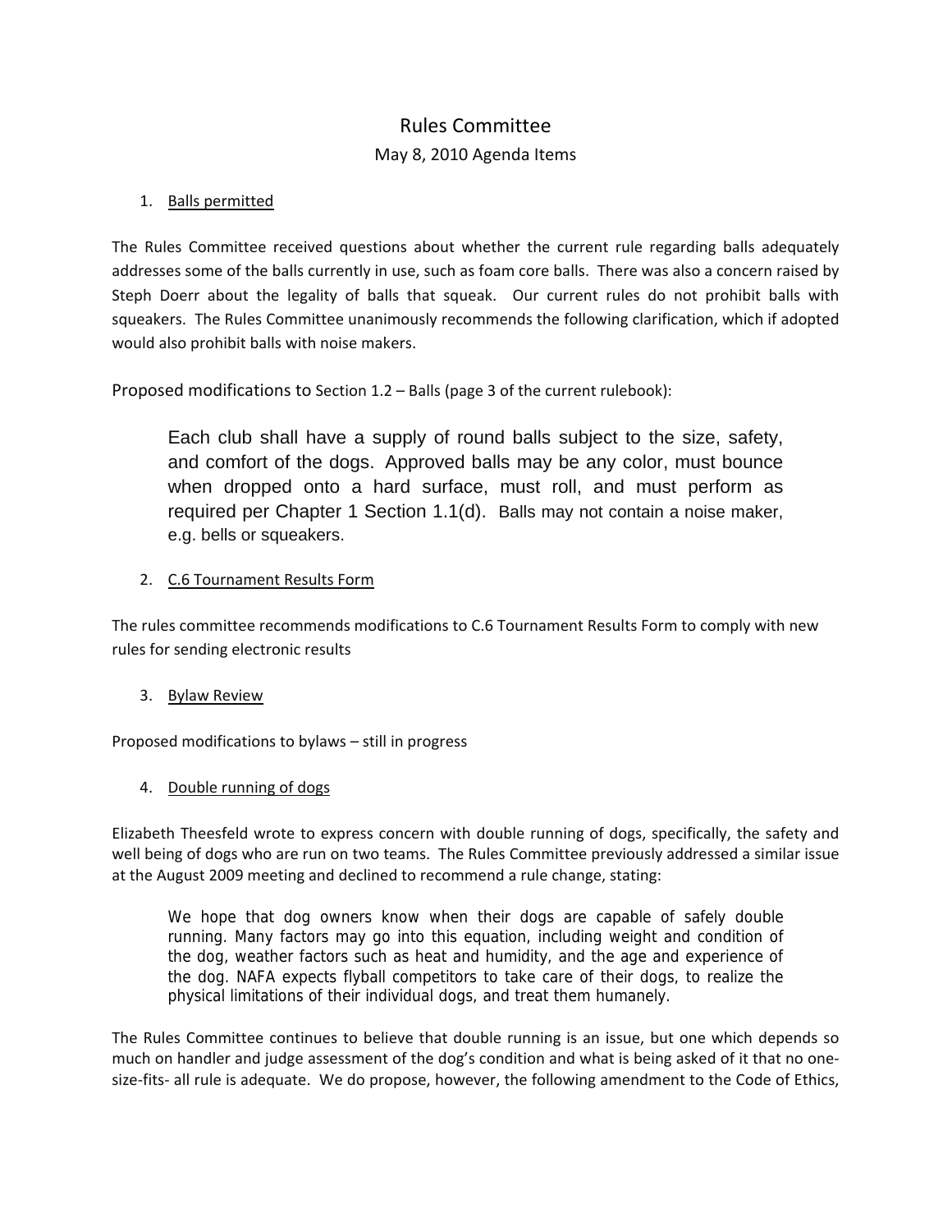# Rules Committee

## May 8, 2010 Agenda Items

1. Balls permitted

The Rules Committee received questions about whether the current rule regarding balls adequately addresses some of the balls currently in use, such as foam core balls. There was also a concern raised by Steph Doerr about the legality of balls that squeak. Our current rules do not prohibit balls with squeakers. The Rules Committee unanimously recommends the following clarification, which if adopted would also prohibit balls with noise makers.

Proposed modifications to Section 1.2 – Balls (page 3 of the current rulebook):

> Each club shall have a supply of round balls subject to the size, safety, and comfort of the dogs. Approved balls may be any color, must bounce when dropped onto a hard surface, must roll, and must perform as required per Chapter 1 Section 1.1(d). Balls may not contain a noise maker, e.g. bells or squeakers.

2. C.6 Tournament Results Form

The rules committee recommends modifications to C.6 Tournament Results Form to comply with new rules for sending electronic results

3. Bylaw Review

Proposed modifications to bylaws – still in progress

4. Double running of dogs

Elizabeth Theesfeld wrote to express concern with double running of dogs, specifically, the safety and well being of dogs who are run on two teams. The Rules Committee previously addressed a similar issue at the August 2009 meeting and declined to recommend a rule change, stating:

> We hope that dog owners know when their dogs are capable of safely double running. Many factors may go into this equation, including weight and condition of the dog, weather factors such as heat and humidity, and the age and experience of the dog. NAFA expects flyball competitors to take care of their dogs, to realize the physical limitations of their individual dogs, and treat them humanely.

The Rules Committee continues to believe that double running is an issue, but one which depends so much on handler and judge assessment of the dog's condition and what is being asked of it that no one-size-fits- all rule is adequate. We do propose, however, the following amendment to the Code of Ethics,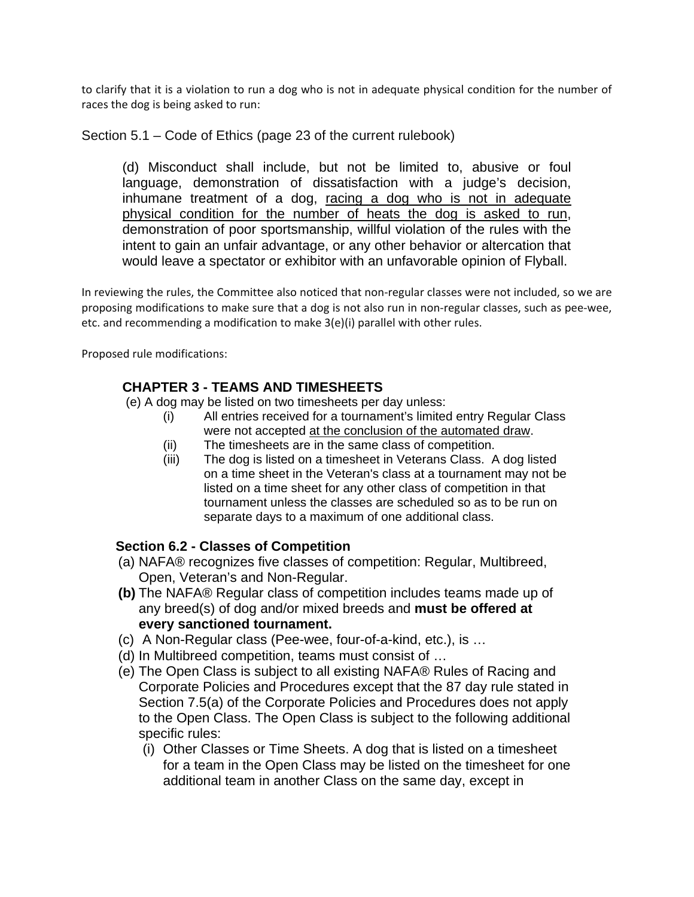to clarify that it is a violation to run a dog who is not in adequate physical condition for the number of races the dog is being asked to run:

Section 5.1 – Code of Ethics (page 23 of the current rulebook)

> (d) Misconduct shall include, but not be limited to, abusive or foul language, demonstration of dissatisfaction with a judge's decision, inhumane treatment of a dog, <u>racing a dog who is not in adequate physical condition for the number of heats the dog is asked to run</u>, demonstration of poor sportsmanship, willful violation of the rules with the intent to gain an unfair advantage, or any other behavior or altercation that would leave a spectator or exhibitor with an unfavorable opinion of Flyball.

In reviewing the rules, the Committee also noticed that non-regular classes were not included, so we are proposing modifications to make sure that a dog is not also run in non-regular classes, such as pee-wee, etc. and recommending a modification to make 3(e)(i) parallel with other rules.

Proposed rule modifications:

### CHAPTER 3 - TEAMS AND TIMESHEETS

(e) A dog may be listed on two timesheets per day unless:

- (i) All entries received for a tournament's limited entry Regular Class were not accepted <u>at the conclusion of the automated draw</u>.
- (ii) The timesheets are in the same class of competition.
- (iii) The dog is listed on a timesheet in Veterans Class. A dog listed on a time sheet in the Veteran's class at a tournament may not be listed on a time sheet for any other class of competition in that tournament unless the classes are scheduled so as to be run on separate days to a maximum of one additional class.

### Section 6.2 - Classes of Competition

(a) NAFA® recognizes five classes of competition: Regular, Multibreed, Open, Veteran's and Non-Regular.

**(b)** The NAFA® Regular class of competition includes teams made up of any breed(s) of dog and/or mixed breeds and **must be offered at every sanctioned tournament.**

(c) A Non-Regular class (Pee-wee, four-of-a-kind, etc.), is …

(d) In Multibreed competition, teams must consist of …

(e) The Open Class is subject to all existing NAFA® Rules of Racing and Corporate Policies and Procedures except that the 87 day rule stated in Section 7.5(a) of the Corporate Policies and Procedures does not apply to the Open Class. The Open Class is subject to the following additional specific rules:

- (i) Other Classes or Time Sheets. A dog that is listed on a timesheet for a team in the Open Class may be listed on the timesheet for one additional team in another Class on the same day, except in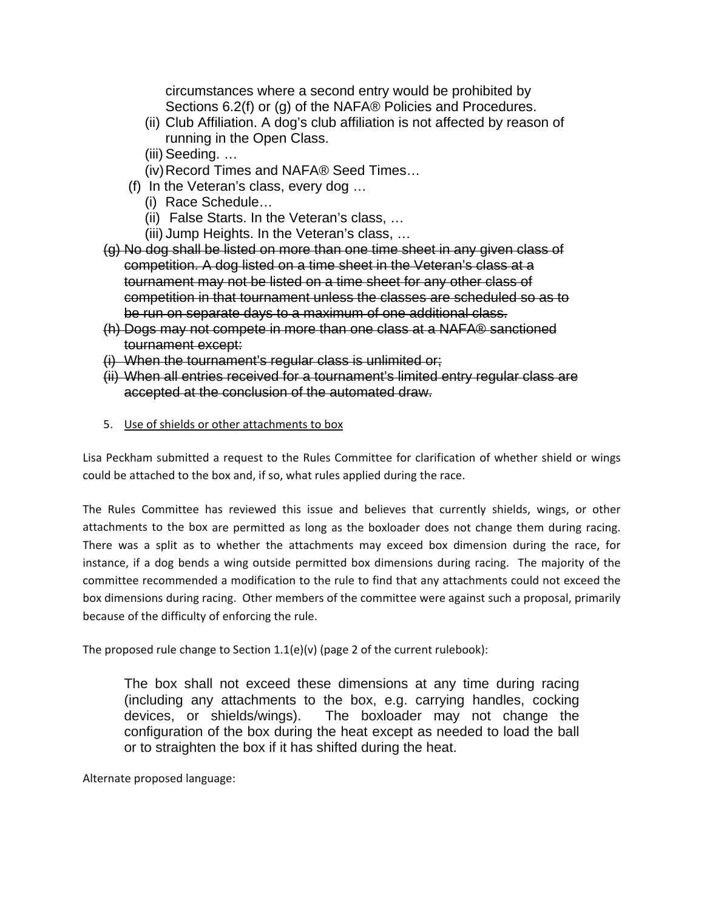circumstances where a second entry would be prohibited by Sections 6.2(f) or (g) of the NAFA® Policies and Procedures.

(ii) Club Affiliation. A dog's club affiliation is not affected by reason of running in the Open Class.

(iii) Seeding. …

(iv) Record Times and NAFA® Seed Times…

(f) In the Veteran's class, every dog …

(i) Race Schedule…

(ii) False Starts. In the Veteran's class, …

(iii) Jump Heights. In the Veteran's class, …

~~(g) No dog shall be listed on more than one time sheet in any given class of competition. A dog listed on a time sheet in the Veteran's class at a tournament may not be listed on a time sheet for any other class of competition in that tournament unless the classes are scheduled so as to be run on separate days to a maximum of one additional class.~~

~~(h) Dogs may not compete in more than one class at a NAFA® sanctioned tournament except:~~

~~(i) When the tournament's regular class is unlimited or;~~

~~(ii) When all entries received for a tournament's limited entry regular class are accepted at the conclusion of the automated draw.~~

5. Use of shields or other attachments to box

Lisa Peckham submitted a request to the Rules Committee for clarification of whether shield or wings could be attached to the box and, if so, what rules applied during the race.

The Rules Committee has reviewed this issue and believes that currently shields, wings, or other attachments to the box are permitted as long as the boxloader does not change them during racing. There was a split as to whether the attachments may exceed box dimension during the race, for instance, if a dog bends a wing outside permitted box dimensions during racing. The majority of the committee recommended a modification to the rule to find that any attachments could not exceed the box dimensions during racing. Other members of the committee were against such a proposal, primarily because of the difficulty of enforcing the rule.

The proposed rule change to Section 1.1(e)(v) (page 2 of the current rulebook):

> The box shall not exceed these dimensions at any time during racing (including any attachments to the box, e.g. carrying handles, cocking devices, or shields/wings). The boxloader may not change the configuration of the box during the heat except as needed to load the ball or to straighten the box if it has shifted during the heat.

Alternate proposed language: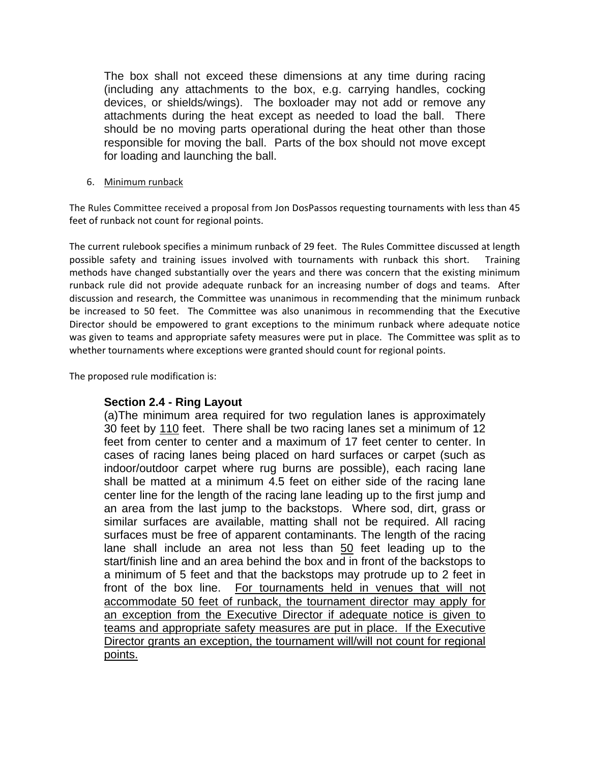The box shall not exceed these dimensions at any time during racing (including any attachments to the box, e.g. carrying handles, cocking devices, or shields/wings). The boxloader may not add or remove any attachments during the heat except as needed to load the ball. There should be no moving parts operational during the heat other than those responsible for moving the ball. Parts of the box should not move except for loading and launching the ball.

6. <u>Minimum runback</u>

The Rules Committee received a proposal from Jon DosPassos requesting tournaments with less than 45 feet of runback not count for regional points.

The current rulebook specifies a minimum runback of 29 feet. The Rules Committee discussed at length possible safety and training issues involved with tournaments with runback this short. Training methods have changed substantially over the years and there was concern that the existing minimum runback rule did not provide adequate runback for an increasing number of dogs and teams. After discussion and research, the Committee was unanimous in recommending that the minimum runback be increased to 50 feet. The Committee was also unanimous in recommending that the Executive Director should be empowered to grant exceptions to the minimum runback where adequate notice was given to teams and appropriate safety measures were put in place. The Committee was split as to whether tournaments where exceptions were granted should count for regional points.

The proposed rule modification is:

**Section 2.4 - Ring Layout**

(a)The minimum area required for two regulation lanes is approximately 30 feet by <u>110</u> feet. There shall be two racing lanes set a minimum of 12 feet from center to center and a maximum of 17 feet center to center. In cases of racing lanes being placed on hard surfaces or carpet (such as indoor/outdoor carpet where rug burns are possible), each racing lane shall be matted at a minimum 4.5 feet on either side of the racing lane center line for the length of the racing lane leading up to the first jump and an area from the last jump to the backstops. Where sod, dirt, grass or similar surfaces are available, matting shall not be required. All racing surfaces must be free of apparent contaminants. The length of the racing lane shall include an area not less than <u>50</u> feet leading up to the start/finish line and an area behind the box and in front of the backstops to a minimum of 5 feet and that the backstops may protrude up to 2 feet in front of the box line. <u>For tournaments held in venues that will not accommodate 50 feet of runback, the tournament director may apply for an exception from the Executive Director if adequate notice is given to teams and appropriate safety measures are put in place. If the Executive Director grants an exception, the tournament will/will not count for regional points.</u>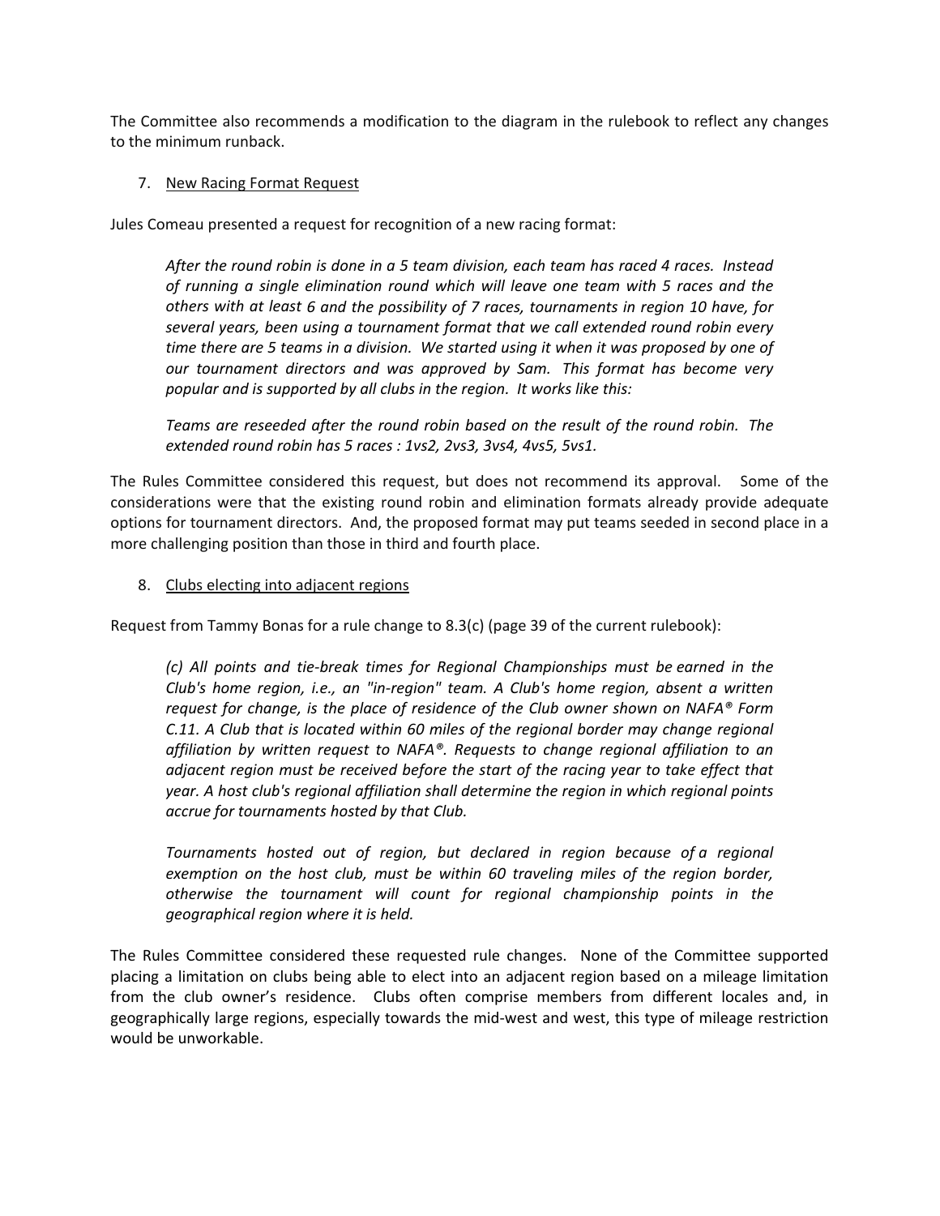The Committee also recommends a modification to the diagram in the rulebook to reflect any changes to the minimum runback.

7. <u>New Racing Format Request</u>

Jules Comeau presented a request for recognition of a new racing format:

> *After the round robin is done in a 5 team division, each team has raced 4 races. Instead of running a single elimination round which will leave one team with 5 races and the others with at least 6 and the possibility of 7 races, tournaments in region 10 have, for several years, been using a tournament format that we call extended round robin every time there are 5 teams in a division. We started using it when it was proposed by one of our tournament directors and was approved by Sam. This format has become very popular and is supported by all clubs in the region. It works like this:*
>
> *Teams are reseeded after the round robin based on the result of the round robin. The extended round robin has 5 races : 1vs2, 2vs3, 3vs4, 4vs5, 5vs1.*

The Rules Committee considered this request, but does not recommend its approval. Some of the considerations were that the existing round robin and elimination formats already provide adequate options for tournament directors. And, the proposed format may put teams seeded in second place in a more challenging position than those in third and fourth place.

8. <u>Clubs electing into adjacent regions</u>

Request from Tammy Bonas for a rule change to 8.3(c) (page 39 of the current rulebook):

> *(c) All points and tie-break times for Regional Championships must be earned in the Club's home region, i.e., an "in-region" team. A Club's home region, absent a written request for change, is the place of residence of the Club owner shown on NAFA® Form C.11. A Club that is located within 60 miles of the regional border may change regional affiliation by written request to NAFA®. Requests to change regional affiliation to an adjacent region must be received before the start of the racing year to take effect that year. A host club's regional affiliation shall determine the region in which regional points accrue for tournaments hosted by that Club.*
>
> *Tournaments hosted out of region, but declared in region because of a regional exemption on the host club, must be within 60 traveling miles of the region border, otherwise the tournament will count for regional championship points in the geographical region where it is held.*

The Rules Committee considered these requested rule changes. None of the Committee supported placing a limitation on clubs being able to elect into an adjacent region based on a mileage limitation from the club owner's residence. Clubs often comprise members from different locales and, in geographically large regions, especially towards the mid-west and west, this type of mileage restriction would be unworkable.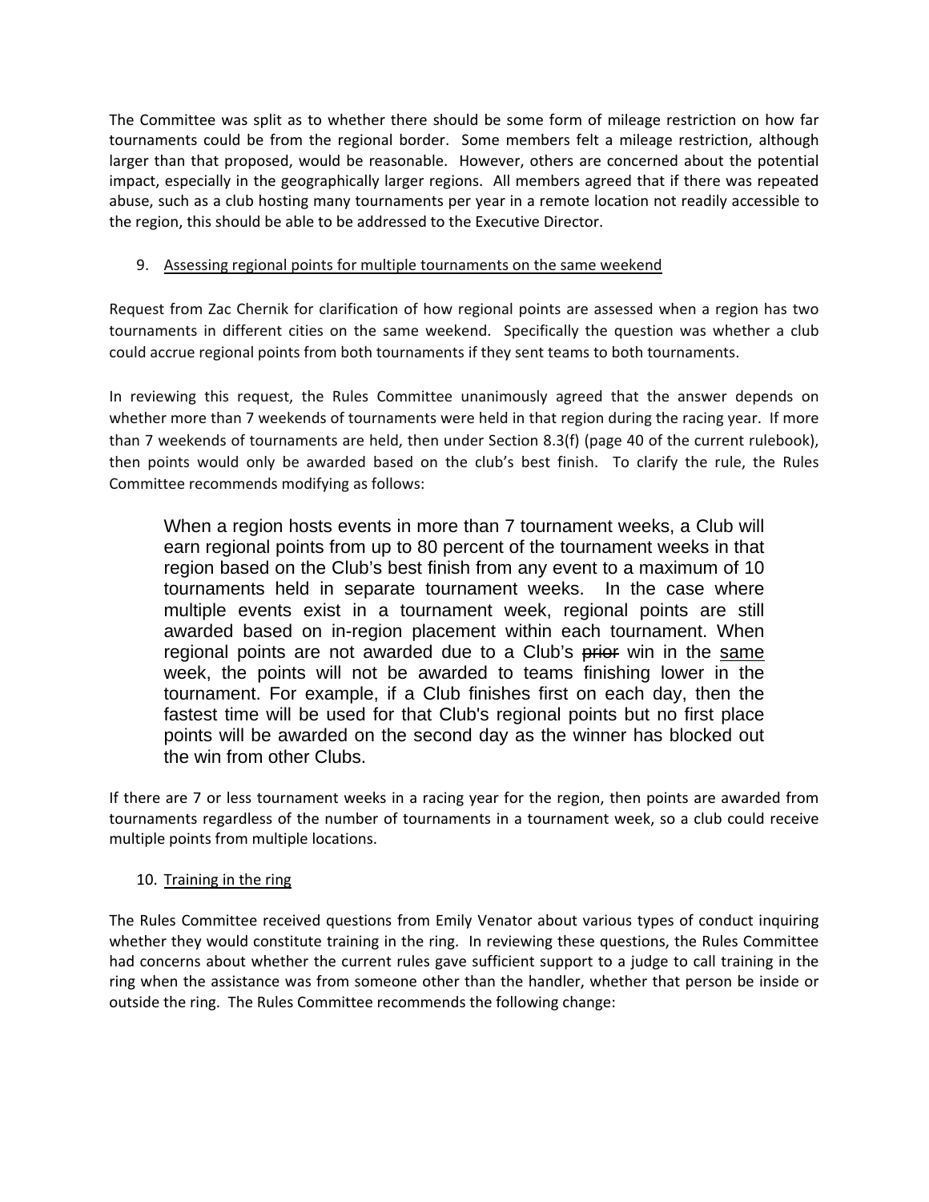The Committee was split as to whether there should be some form of mileage restriction on how far tournaments could be from the regional border. Some members felt a mileage restriction, although larger than that proposed, would be reasonable. However, others are concerned about the potential impact, especially in the geographically larger regions. All members agreed that if there was repeated abuse, such as a club hosting many tournaments per year in a remote location not readily accessible to the region, this should be able to be addressed to the Executive Director.

9. <u>Assessing regional points for multiple tournaments on the same weekend</u>

Request from Zac Chernik for clarification of how regional points are assessed when a region has two tournaments in different cities on the same weekend. Specifically the question was whether a club could accrue regional points from both tournaments if they sent teams to both tournaments.

In reviewing this request, the Rules Committee unanimously agreed that the answer depends on whether more than 7 weekends of tournaments were held in that region during the racing year. If more than 7 weekends of tournaments are held, then under Section 8.3(f) (page 40 of the current rulebook), then points would only be awarded based on the club's best finish. To clarify the rule, the Rules Committee recommends modifying as follows:

> When a region hosts events in more than 7 tournament weeks, a Club will earn regional points from up to 80 percent of the tournament weeks in that region based on the Club's best finish from any event to a maximum of 10 tournaments held in separate tournament weeks. In the case where multiple events exist in a tournament week, regional points are still awarded based on in-region placement within each tournament. When regional points are not awarded due to a Club's ~~prior~~ win in the <u>same</u> week, the points will not be awarded to teams finishing lower in the tournament. For example, if a Club finishes first on each day, then the fastest time will be used for that Club's regional points but no first place points will be awarded on the second day as the winner has blocked out the win from other Clubs.

If there are 7 or less tournament weeks in a racing year for the region, then points are awarded from tournaments regardless of the number of tournaments in a tournament week, so a club could receive multiple points from multiple locations.

10. <u>Training in the ring</u>

The Rules Committee received questions from Emily Venator about various types of conduct inquiring whether they would constitute training in the ring. In reviewing these questions, the Rules Committee had concerns about whether the current rules gave sufficient support to a judge to call training in the ring when the assistance was from someone other than the handler, whether that person be inside or outside the ring. The Rules Committee recommends the following change: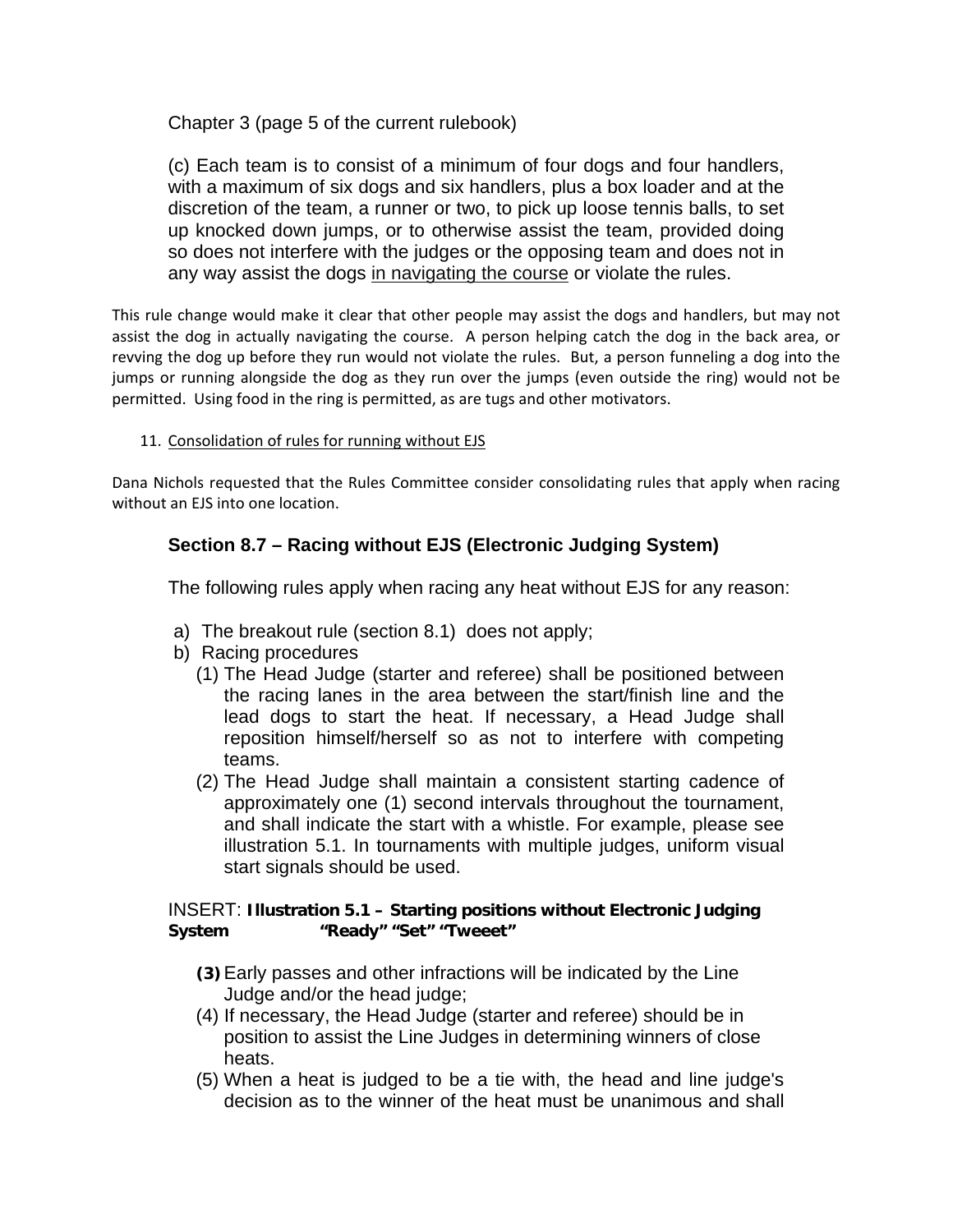Chapter 3 (page 5 of the current rulebook)

(c) Each team is to consist of a minimum of four dogs and four handlers, with a maximum of six dogs and six handlers, plus a box loader and at the discretion of the team, a runner or two, to pick up loose tennis balls, to set up knocked down jumps, or to otherwise assist the team, provided doing so does not interfere with the judges or the opposing team and does not in any way assist the dogs <u>in navigating the course</u> or violate the rules.

This rule change would make it clear that other people may assist the dogs and handlers, but may not assist the dog in actually navigating the course. A person helping catch the dog in the back area, or revving the dog up before they run would not violate the rules. But, a person funneling a dog into the jumps or running alongside the dog as they run over the jumps (even outside the ring) would not be permitted. Using food in the ring is permitted, as are tugs and other motivators.

11. <u>Consolidation of rules for running without EJS</u>

Dana Nichols requested that the Rules Committee consider consolidating rules that apply when racing without an EJS into one location.

### Section 8.7 – Racing without EJS (Electronic Judging System)

The following rules apply when racing any heat without EJS for any reason:

a) The breakout rule (section 8.1) does not apply;
b) Racing procedures
   (1) The Head Judge (starter and referee) shall be positioned between the racing lanes in the area between the start/finish line and the lead dogs to start the heat. If necessary, a Head Judge shall reposition himself/herself so as not to interfere with competing teams.
   (2) The Head Judge shall maintain a consistent starting cadence of approximately one (1) second intervals throughout the tournament, and shall indicate the start with a whistle. For example, please see illustration 5.1. In tournaments with multiple judges, uniform visual start signals should be used.

INSERT: **Illustration 5.1 – Starting positions without Electronic Judging System "Ready" "Set" "Tweeet"**

   **(3)** Early passes and other infractions will be indicated by the Line Judge and/or the head judge;
   (4) If necessary, the Head Judge (starter and referee) should be in position to assist the Line Judges in determining winners of close heats.
   (5) When a heat is judged to be a tie with, the head and line judge's decision as to the winner of the heat must be unanimous and shall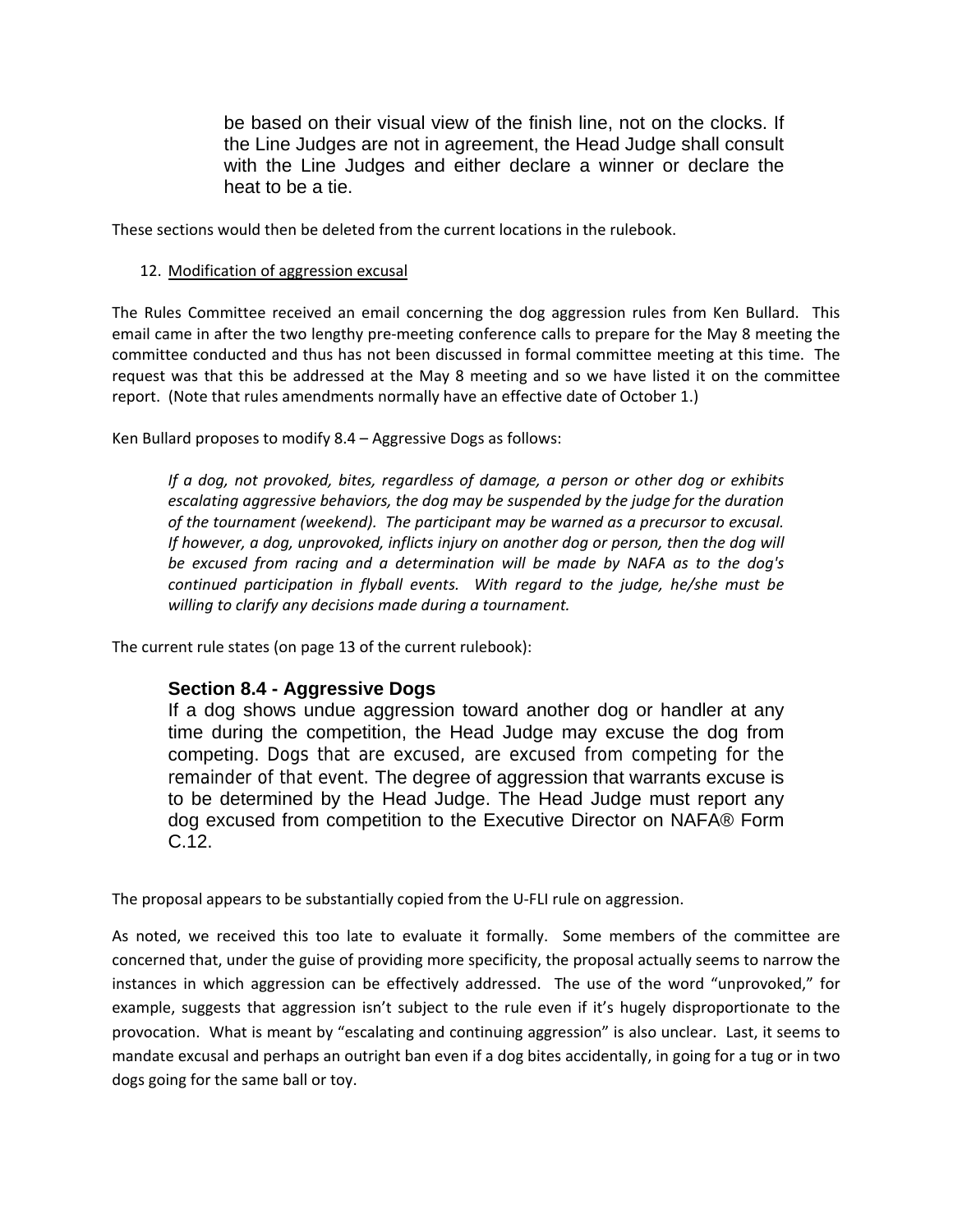> be based on their visual view of the finish line, not on the clocks. If the Line Judges are not in agreement, the Head Judge shall consult with the Line Judges and either declare a winner or declare the heat to be a tie.

These sections would then be deleted from the current locations in the rulebook.

12. Modification of aggression excusal

The Rules Committee received an email concerning the dog aggression rules from Ken Bullard. This email came in after the two lengthy pre-meeting conference calls to prepare for the May 8 meeting the committee conducted and thus has not been discussed in formal committee meeting at this time. The request was that this be addressed at the May 8 meeting and so we have listed it on the committee report. (Note that rules amendments normally have an effective date of October 1.)

Ken Bullard proposes to modify 8.4 – Aggressive Dogs as follows:

> *If a dog, not provoked, bites, regardless of damage, a person or other dog or exhibits escalating aggressive behaviors, the dog may be suspended by the judge for the duration of the tournament (weekend). The participant may be warned as a precursor to excusal. If however, a dog, unprovoked, inflicts injury on another dog or person, then the dog will be excused from racing and a determination will be made by NAFA as to the dog's continued participation in flyball events. With regard to the judge, he/she must be willing to clarify any decisions made during a tournament.*

The current rule states (on page 13 of the current rulebook):

> **Section 8.4 - Aggressive Dogs**
>
> If a dog shows undue aggression toward another dog or handler at any time during the competition, the Head Judge may excuse the dog from competing. Dogs that are excused, are excused from competing for the remainder of that event. The degree of aggression that warrants excuse is to be determined by the Head Judge. The Head Judge must report any dog excused from competition to the Executive Director on NAFA® Form C.12.

The proposal appears to be substantially copied from the U-FLI rule on aggression.

As noted, we received this too late to evaluate it formally. Some members of the committee are concerned that, under the guise of providing more specificity, the proposal actually seems to narrow the instances in which aggression can be effectively addressed. The use of the word "unprovoked," for example, suggests that aggression isn't subject to the rule even if it's hugely disproportionate to the provocation. What is meant by "escalating and continuing aggression" is also unclear. Last, it seems to mandate excusal and perhaps an outright ban even if a dog bites accidentally, in going for a tug or in two dogs going for the same ball or toy.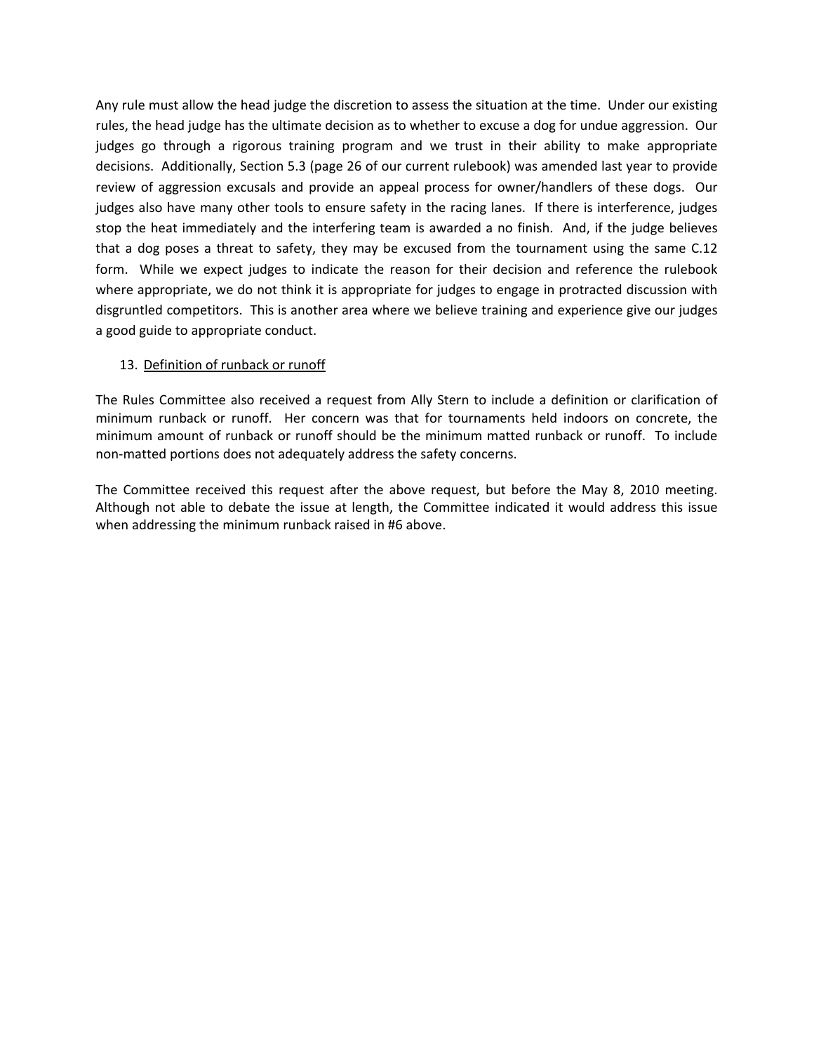Any rule must allow the head judge the discretion to assess the situation at the time. Under our existing rules, the head judge has the ultimate decision as to whether to excuse a dog for undue aggression. Our judges go through a rigorous training program and we trust in their ability to make appropriate decisions. Additionally, Section 5.3 (page 26 of our current rulebook) was amended last year to provide review of aggression excusals and provide an appeal process for owner/handlers of these dogs. Our judges also have many other tools to ensure safety in the racing lanes. If there is interference, judges stop the heat immediately and the interfering team is awarded a no finish. And, if the judge believes that a dog poses a threat to safety, they may be excused from the tournament using the same C.12 form. While we expect judges to indicate the reason for their decision and reference the rulebook where appropriate, we do not think it is appropriate for judges to engage in protracted discussion with disgruntled competitors. This is another area where we believe training and experience give our judges a good guide to appropriate conduct.

13. Definition of runback or runoff

The Rules Committee also received a request from Ally Stern to include a definition or clarification of minimum runback or runoff. Her concern was that for tournaments held indoors on concrete, the minimum amount of runback or runoff should be the minimum matted runback or runoff. To include non-matted portions does not adequately address the safety concerns.

The Committee received this request after the above request, but before the May 8, 2010 meeting. Although not able to debate the issue at length, the Committee indicated it would address this issue when addressing the minimum runback raised in #6 above.